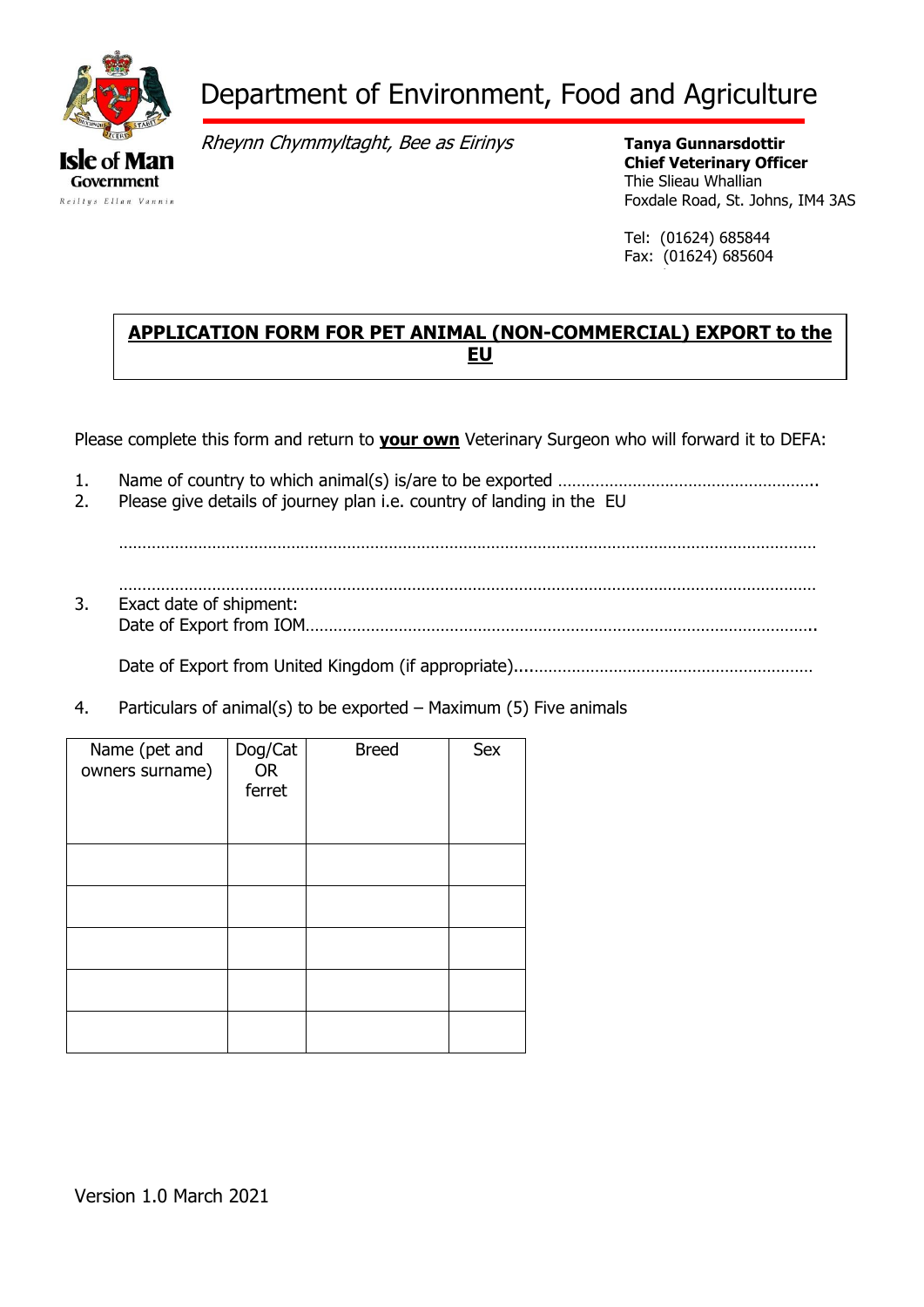Isle of Man Government

Reiltys Ellan Vannin

# Department of Environment, Food and Agriculture

*Rheynn Chymmyltaght, Bee as Eirinys*

**Tanya Gunnarsdottir**
**Chief Veterinary Officer**
Thie Slieau Whallian
Foxdale Road, St. Johns, IM4 3AS

Tel: (01624) 685844
Fax: (01624) 685604

## APPLICATION FORM FOR PET ANIMAL (NON-COMMERCIAL) EXPORT to the EU

Please complete this form and return to **your own** Veterinary Surgeon who will forward it to DEFA:

1. Name of country to which animal(s) is/are to be exported ……………………………………………….
2. Please give details of journey plan i.e. country of landing in the EU

   ……………………………………………………………………………………………………………………………

   ……………………………………………………………………………………………………………………………
3. Exact date of shipment:
   Date of Export from IOM……………………………………………………………………………………………..

   Date of Export from United Kingdom (if appropriate)....……………………………………………………
4. Particulars of animal(s) to be exported – Maximum (5) Five animals

| Name (pet and owners surname) | Dog/Cat OR ferret | Breed | Sex |
|---|---|---|---|
| | | | |
| | | | |
| | | | |
| | | | |
| | | | |

Version 1.0 March 2021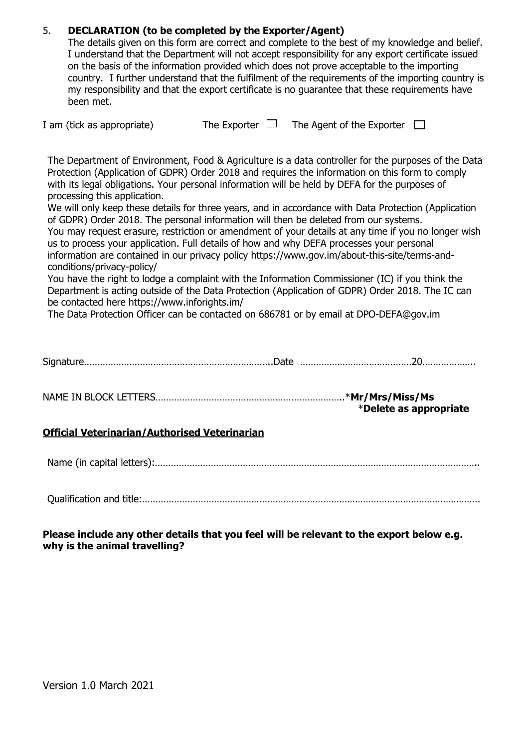5. **DECLARATION (to be completed by the Exporter/Agent)**

The details given on this form are correct and complete to the best of my knowledge and belief. I understand that the Department will not accept responsibility for any export certificate issued on the basis of the information provided which does not prove acceptable to the importing country. I further understand that the fulfilment of the requirements of the importing country is my responsibility and that the export certificate is no guarantee that these requirements have been met.

I am (tick as appropriate) The Exporter ☐ The Agent of the Exporter ☐

The Department of Environment, Food & Agriculture is a data controller for the purposes of the Data Protection (Application of GDPR) Order 2018 and requires the information on this form to comply with its legal obligations. Your personal information will be held by DEFA for the purposes of processing this application.
We will only keep these details for three years, and in accordance with Data Protection (Application of GDPR) Order 2018. The personal information will then be deleted from our systems.
You may request erasure, restriction or amendment of your details at any time if you no longer wish us to process your application. Full details of how and why DEFA processes your personal information are contained in our privacy policy https://www.gov.im/about-this-site/terms-and-conditions/privacy-policy/
You have the right to lodge a complaint with the Information Commissioner (IC) if you think the Department is acting outside of the Data Protection (Application of GDPR) Order 2018. The IC can be contacted here https://www.inforights.im/
The Data Protection Officer can be contacted on 686781 or by email at DPO-DEFA@gov.im

Signature……………………………………………………………..Date ……………………………………20………………..

NAME IN BLOCK LETTERS…………………………………………………………….*__Mr/Mrs/Miss/Ms__
*__Delete as appropriate__

**Official Veterinarian/Authorised Veterinarian**

Name (in capital letters):……………………………………………………………………………………………………..

Qualification and title:……………………………………………………………………………………………………….

**Please include any other details that you feel will be relevant to the export below e.g. why is the animal travelling?**

Version 1.0 March 2021